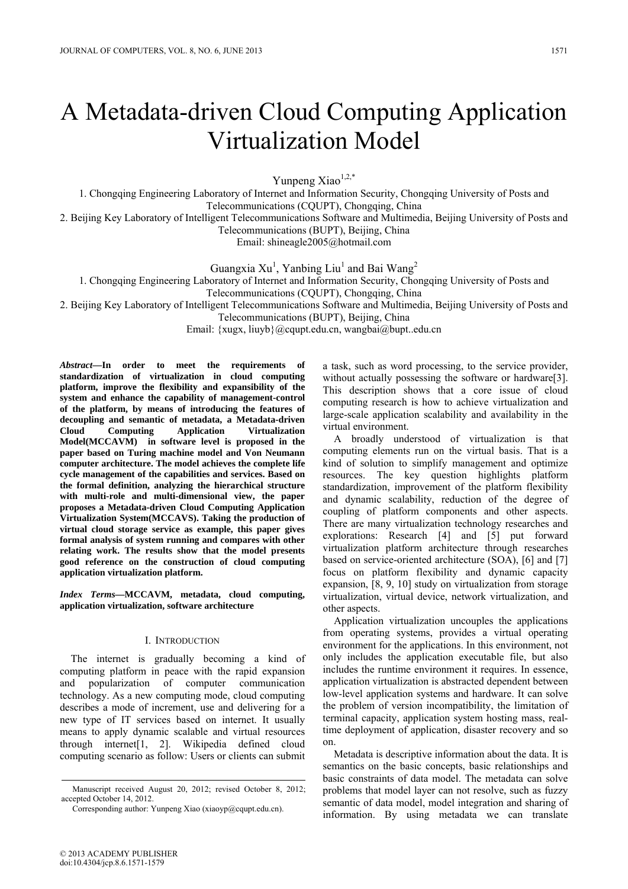# A Metadata-driven Cloud Computing Application Virtualization Model

Yunpeng Xiao[1,2,*]

1. Chongqing Engineering Laboratory of Internet and Information Security, Chongqing University of Posts and Telecommunications (CQUPT), Chongqing, China
2. Beijing Key Laboratory of Intelligent Telecommunications Software and Multimedia, Beijing University of Posts and Telecommunications (BUPT), Beijing, China
Email: shineagle2005@hotmail.com

Guangxia Xu[1], Yanbing Liu[1] and Bai Wang[2]

1. Chongqing Engineering Laboratory of Internet and Information Security, Chongqing University of Posts and Telecommunications (CQUPT), Chongqing, China
2. Beijing Key Laboratory of Intelligent Telecommunications Software and Multimedia, Beijing University of Posts and Telecommunications (BUPT), Beijing, China
Email: {xugx, liuyb}@cqupt.edu.cn, wangbai@bupt..edu.cn

***Abstract*—In order to meet the requirements of standardization of virtualization in cloud computing platform, improve the flexibility and expansibility of the system and enhance the capability of management-control of the platform, by means of introducing the features of decoupling and semantic of metadata, a Metadata-driven Cloud Computing Application Virtualization Model(MCCAVM) in software level is proposed in the paper based on Turing machine model and Von Neumann computer architecture. The model achieves the complete life cycle management of the capabilities and services. Based on the formal definition, analyzing the hierarchical structure with multi-role and multi-dimensional view, the paper proposes a Metadata-driven Cloud Computing Application Virtualization System(MCCAVS). Taking the production of virtual cloud storage service as example, this paper gives formal analysis of system running and compares with other relating work. The results show that the model presents good reference on the construction of cloud computing application virtualization platform.**

***Index Terms*—MCCAVM, metadata, cloud computing, application virtualization, software architecture**

## I. Introduction

The internet is gradually becoming a kind of computing platform in peace with the rapid expansion and popularization of computer communication technology. As a new computing mode, cloud computing describes a mode of increment, use and delivering for a new type of IT services based on internet. It usually means to apply dynamic scalable and virtual resources through internet[1, 2]. Wikipedia defined cloud computing scenario as follow: Users or clients can submit a task, such as word processing, to the service provider, without actually possessing the software or hardware[3]. This description shows that a core issue of cloud computing research is how to achieve virtualization and large-scale application scalability and availability in the virtual environment.

A broadly understood of virtualization is that computing elements run on the virtual basis. That is a kind of solution to simplify management and optimize resources. The key question highlights platform standardization, improvement of the platform flexibility and dynamic scalability, reduction of the degree of coupling of platform components and other aspects. There are many virtualization technology researches and explorations: Research [4] and [5] put forward virtualization platform architecture through researches based on service-oriented architecture (SOA), [6] and [7] focus on platform flexibility and dynamic capacity expansion, [8, 9, 10] study on virtualization from storage virtualization, virtual device, network virtualization, and other aspects.

Application virtualization uncouples the applications from operating systems, provides a virtual operating environment for the applications. In this environment, not only includes the application executable file, but also includes the runtime environment it requires. In essence, application virtualization is abstracted dependent between low-level application systems and hardware. It can solve the problem of version incompatibility, the limitation of terminal capacity, application system hosting mass, real-time deployment of application, disaster recovery and so on.

Metadata is descriptive information about the data. It is semantics on the basic concepts, basic relationships and basic constraints of data model. The metadata can solve problems that model layer can not resolve, such as fuzzy semantic of data model, model integration and sharing of information. By using metadata we can translate

Manuscript received August 20, 2012; revised October 8, 2012; accepted October 14, 2012.

Corresponding author: Yunpeng Xiao (xiaoyp@cqupt.edu.cn).

© 2013 ACADEMY PUBLISHER
doi:10.4304/jcp.8.6.1571-1579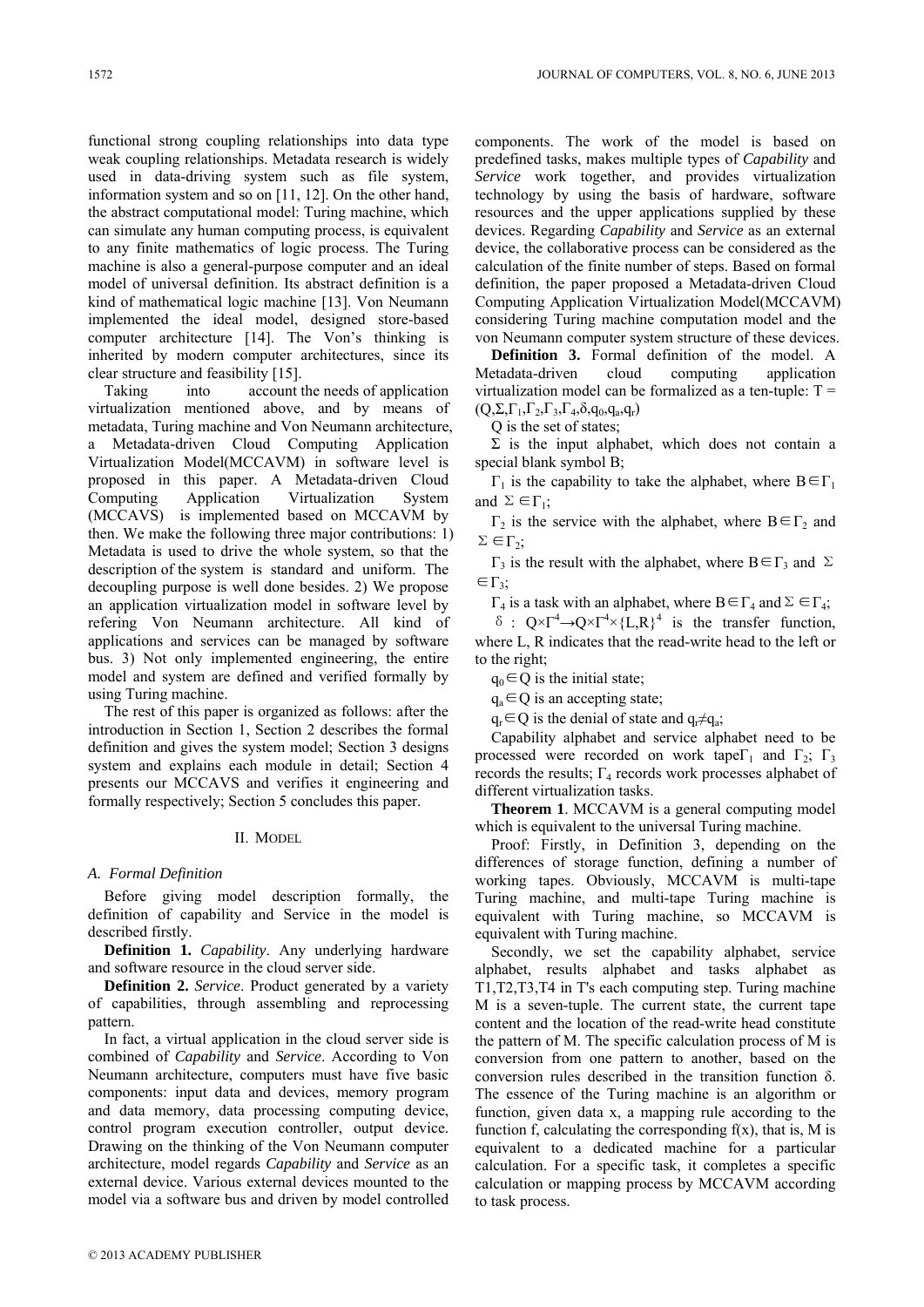functional strong coupling relationships into data type weak coupling relationships. Metadata research is widely used in data-driving system such as file system, information system and so on [11, 12]. On the other hand, the abstract computational model: Turing machine, which can simulate any human computing process, is equivalent to any finite mathematics of logic process. The Turing machine is also a general-purpose computer and an ideal model of universal definition. Its abstract definition is a kind of mathematical logic machine [13]. Von Neumann implemented the ideal model, designed store-based computer architecture [14]. The Von's thinking is inherited by modern computer architectures, since its clear structure and feasibility [15].

Taking into account the needs of application virtualization mentioned above, and by means of metadata, Turing machine and Von Neumann architecture, a Metadata-driven Cloud Computing Application Virtualization Model(MCCAVM) in software level is proposed in this paper. A Metadata-driven Cloud Computing Application Virtualization System (MCCAVS) is implemented based on MCCAVM by then. We make the following three major contributions: 1) Metadata is used to drive the whole system, so that the description of the system is standard and uniform. The decoupling purpose is well done besides. 2) We propose an application virtualization model in software level by refering Von Neumann architecture. All kind of applications and services can be managed by software bus. 3) Not only implemented engineering, the entire model and system are defined and verified formally by using Turing machine.

The rest of this paper is organized as follows: after the introduction in Section 1, Section 2 describes the formal definition and gives the system model; Section 3 designs system and explains each module in detail; Section 4 presents our MCCAVS and verifies it engineering and formally respectively; Section 5 concludes this paper.

## II. Model

### A. Formal Definition

Before giving model description formally, the definition of capability and Service in the model is described firstly.

**Definition 1.** *Capability*. Any underlying hardware and software resource in the cloud server side.

**Definition 2.** *Service*. Product generated by a variety of capabilities, through assembling and reprocessing pattern.

In fact, a virtual application in the cloud server side is combined of *Capability* and *Service*. According to Von Neumann architecture, computers must have five basic components: input data and devices, memory program and data memory, data processing computing device, control program execution controller, output device. Drawing on the thinking of the Von Neumann computer architecture, model regards *Capability* and *Service* as an external device. Various external devices mounted to the model via a software bus and driven by model controlled components. The work of the model is based on predefined tasks, makes multiple types of *Capability* and *Service* work together, and provides virtualization technology by using the basis of hardware, software resources and the upper applications supplied by these devices. Regarding *Capability* and *Service* as an external device, the collaborative process can be considered as the calculation of the finite number of steps. Based on formal definition, the paper proposed a Metadata-driven Cloud Computing Application Virtualization Model(MCCAVM) considering Turing machine computation model and the von Neumann computer system structure of these devices.

**Definition 3.** Formal definition of the model. A Metadata-driven cloud computing application virtualization model can be formalized as a ten-tuple: $T = (Q,\Sigma,\Gamma_1,\Gamma_2,\Gamma_3,\Gamma_4,\delta,q_0,q_a,q_r)$

Q is the set of states;

$\Sigma$ is the input alphabet, which does not contain a special blank symbol B;

$\Gamma_1$ is the capability to take the alphabet, where $B\in\Gamma_1$ and $\Sigma\in\Gamma_1$;

$\Gamma_2$ is the service with the alphabet, where $B\in\Gamma_2$ and $\Sigma\in\Gamma_2$;

$\Gamma_3$ is the result with the alphabet, where $B\in\Gamma_3$ and $\Sigma\in\Gamma_3$;

$\Gamma_4$ is a task with an alphabet, where $B\in\Gamma_4$ and $\Sigma\in\Gamma_4$;

$\delta$ : $Q\times\Gamma^4\rightarrow Q\times\Gamma^4\times\{L,R\}^4$ is the transfer function, where L, R indicates that the read-write head to the left or to the right;

$q_0\in Q$ is the initial state;

$q_a\in Q$ is an accepting state;

$q_r\in Q$ is the denial of state and $q_r\neq q_a$;

Capability alphabet and service alphabet need to be processed were recorded on work tape $\Gamma_1$ and $\Gamma_2$; $\Gamma_3$ records the results; $\Gamma_4$ records work processes alphabet of different virtualization tasks.

**Theorem 1**. MCCAVM is a general computing model which is equivalent to the universal Turing machine.

Proof: Firstly, in Definition 3, depending on the differences of storage function, defining a number of working tapes. Obviously, MCCAVM is multi-tape Turing machine, and multi-tape Turing machine is equivalent with Turing machine, so MCCAVM is equivalent with Turing machine.

Secondly, we set the capability alphabet, service alphabet, results alphabet and tasks alphabet as T1,T2,T3,T4 in T's each computing step. Turing machine M is a seven-tuple. The current state, the current tape content and the location of the read-write head constitute the pattern of M. The specific calculation process of M is conversion from one pattern to another, based on the conversion rules described in the transition function $\delta$. The essence of the Turing machine is an algorithm or function, given data x, a mapping rule according to the function f, calculating the corresponding f(x), that is, M is equivalent to a dedicated machine for a particular calculation. For a specific task, it completes a specific calculation or mapping process by MCCAVM according to task process.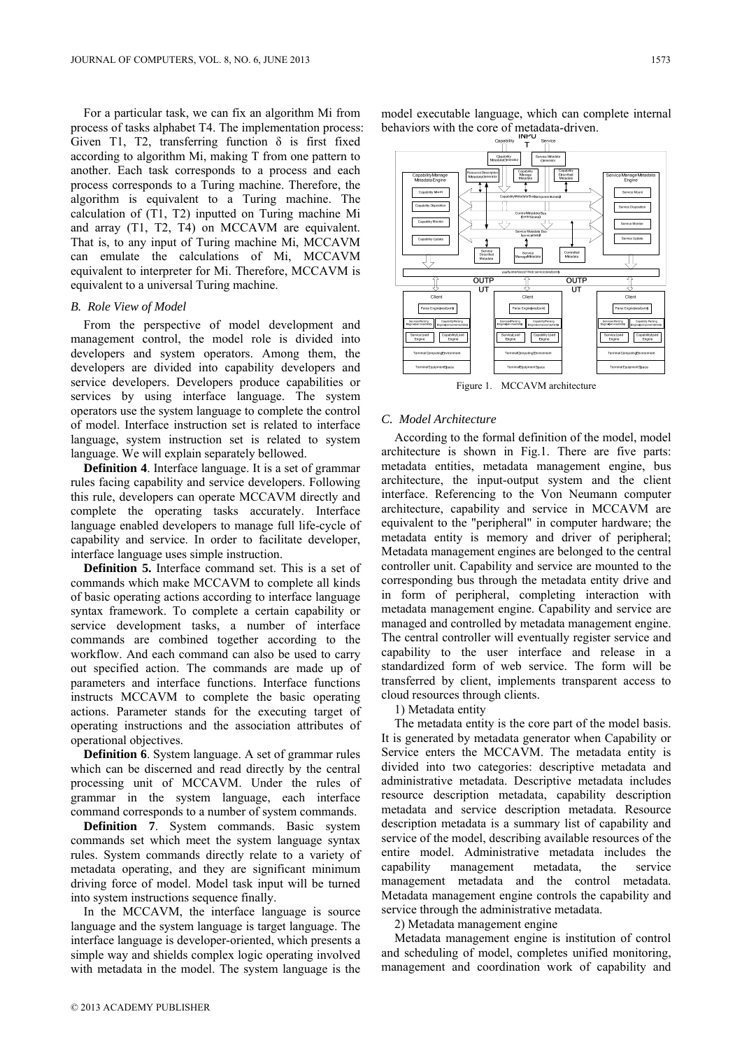For a particular task, we can fix an algorithm Mi from process of tasks alphabet T4. The implementation process: Given T1, T2, transferring function δ is first fixed according to algorithm Mi, making T from one pattern to another. Each task corresponds to a process and each process corresponds to a Turing machine. Therefore, the algorithm is equivalent to a Turing machine. The calculation of (T1, T2) inputted on Turing machine Mi and array (T1, T2, T4) on MCCAVM are equivalent. That is, to any input of Turing machine Mi, MCCAVM can emulate the calculations of Mi, MCCAVM equivalent to interpreter for Mi. Therefore, MCCAVM is equivalent to a universal Turing machine.

### *B. Role View of Model*

From the perspective of model development and management control, the model role is divided into developers and system operators. Among them, the developers are divided into capability developers and service developers. Developers produce capabilities or services by using interface language. The system operators use the system language to complete the control of model. Interface instruction set is related to interface language, system instruction set is related to system language. We will explain separately bellowed.

**Definition 4**. Interface language. It is a set of grammar rules facing capability and service developers. Following this rule, developers can operate MCCAVM directly and complete the operating tasks accurately. Interface language enabled developers to manage full life-cycle of capability and service. In order to facilitate developer, interface language uses simple instruction.

**Definition 5.** Interface command set. This is a set of commands which make MCCAVM to complete all kinds of basic operating actions according to interface language syntax framework. To complete a certain capability or service development tasks, a number of interface commands are combined together according to the workflow. And each command can also be used to carry out specified action. The commands are made up of parameters and interface functions. Interface functions instructs MCCAVM to complete the basic operating actions. Parameter stands for the executing target of operating instructions and the association attributes of operational objectives.

**Definition 6**. System language. A set of grammar rules which can be discerned and read directly by the central processing unit of MCCAVM. Under the rules of grammar in the system language, each interface command corresponds to a number of system commands.

**Definition 7**. System commands. Basic system commands set which meet the system language syntax rules. System commands directly relate to a variety of metadata operating, and they are significant minimum driving force of model. Model task input will be turned into system instructions sequence finally.

In the MCCAVM, the interface language is source language and the system language is target language. The interface language is developer-oriented, which presents a simple way and shields complex logic operating involved with metadata in the model. The system language is the model executable language, which can complete internal behaviors with the core of metadata-driven.

Figure 1. MCCAVM architecture

### *C. Model Architecture*

According to the formal definition of the model, model architecture is shown in Fig.1. There are five parts: metadata entities, metadata management engine, bus architecture, the input-output system and the client interface. Referencing to the Von Neumann computer architecture, capability and service in MCCAVM are equivalent to the "peripheral" in computer hardware; the metadata entity is memory and driver of peripheral; Metadata management engines are belonged to the central controller unit. Capability and service are mounted to the corresponding bus through the metadata entity drive and in form of peripheral, completing interaction with metadata management engine. Capability and service are managed and controlled by metadata management engine. The central controller will eventually register service and capability to the user interface and release in a standardized form of web service. The form will be transferred by client, implements transparent access to cloud resources through clients.

1) Metadata entity

The metadata entity is the core part of the model basis. It is generated by metadata generator when Capability or Service enters the MCCAVM. The metadata entity is divided into two categories: descriptive metadata and administrative metadata. Descriptive metadata includes resource description metadata, capability description metadata and service description metadata. Resource description metadata is a summary list of capability and service of the model, describing available resources of the entire model. Administrative metadata includes the capability management metadata, the service management metadata and the control metadata. Metadata management engine controls the capability and service through the administrative metadata.

2) Metadata management engine

Metadata management engine is institution of control and scheduling of model, completes unified monitoring, management and coordination work of capability and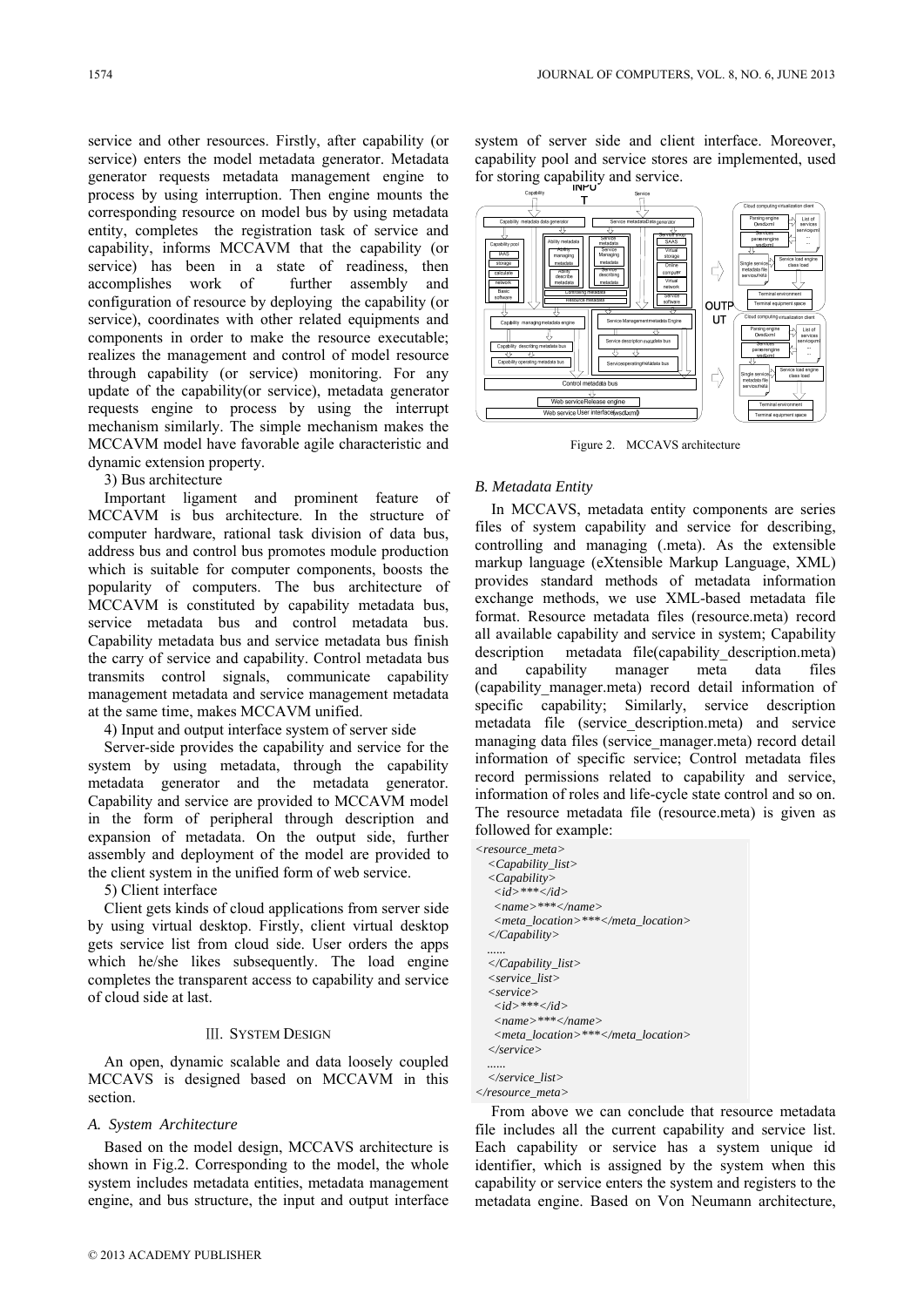service and other resources. Firstly, after capability (or service) enters the model metadata generator. Metadata generator requests metadata management engine to process by using interruption. Then engine mounts the corresponding resource on model bus by using metadata entity, completes the registration task of service and capability, informs MCCAVM that the capability (or service) has been in a state of readiness, then accomplishes work of further assembly and configuration of resource by deploying the capability (or service), coordinates with other related equipments and components in order to make the resource executable; realizes the management and control of model resource through capability (or service) monitoring. For any update of the capability(or service), metadata generator requests engine to process by using the interrupt mechanism similarly. The simple mechanism makes the MCCAVM model have favorable agile characteristic and dynamic extension property.

3) Bus architecture

Important ligament and prominent feature of MCCAVM is bus architecture. In the structure of computer hardware, rational task division of data bus, address bus and control bus promotes module production which is suitable for computer components, boosts the popularity of computers. The bus architecture of MCCAVM is constituted by capability metadata bus, service metadata bus and control metadata bus. Capability metadata bus and service metadata bus finish the carry of service and capability. Control metadata bus transmits control signals, communicate capability management metadata and service management metadata at the same time, makes MCCAVM unified.

4) Input and output interface system of server side

Server-side provides the capability and service for the system by using metadata, through the capability metadata generator and the metadata generator. Capability and service are provided to MCCAVM model in the form of peripheral through description and expansion of metadata. On the output side, further assembly and deployment of the model are provided to the client system in the unified form of web service.

5) Client interface

Client gets kinds of cloud applications from server side by using virtual desktop. Firstly, client virtual desktop gets service list from cloud side. User orders the apps which he/she likes subsequently. The load engine completes the transparent access to capability and service of cloud side at last.

## III. System Design

An open, dynamic scalable and data loosely coupled MCCAVS is designed based on MCCAVM in this section.

### A. System Architecture

Based on the model design, MCCAVS architecture is shown in Fig.2. Corresponding to the model, the whole system includes metadata entities, metadata management engine, and bus structure, the input and output interface system of server side and client interface. Moreover, capability pool and service stores are implemented, used for storing capability and service.

Figure 2. MCCAVS architecture

### B. Metadata Entity

In MCCAVS, metadata entity components are series files of system capability and service for describing, controlling and managing (.meta). As the extensible markup language (eXtensible Markup Language, XML) provides standard methods of metadata information exchange methods, we use XML-based metadata file format. Resource metadata files (resource.meta) record all available capability and service in system; Capability description metadata file(capability_description.meta) and capability manager meta data files (capability_manager.meta) record detail information of specific capability; Similarly, service description metadata file (service_description.meta) and service managing data files (service_manager.meta) record detail information of specific service; Control metadata files record permissions related to capability and service, information of roles and life-cycle state control and so on. The resource metadata file (resource.meta) is given as followed for example:

```
<resource_meta>
  <Capability_list>
  <Capability>
    <id>***</id>
    <name>***</name>
    <meta_location>***</meta_location>
  </Capability>
  ......
  </Capability_list>
  <service_list>
  <service>
    <id>***</id>
    <name>***</name>
    <meta_location>***</meta_location>
  </service>
  ......
  </service_list>
</resource_meta>
```

From above we can conclude that resource metadata file includes all the current capability and service list. Each capability or service has a system unique id identifier, which is assigned by the system when this capability or service enters the system and registers to the metadata engine. Based on Von Neumann architecture,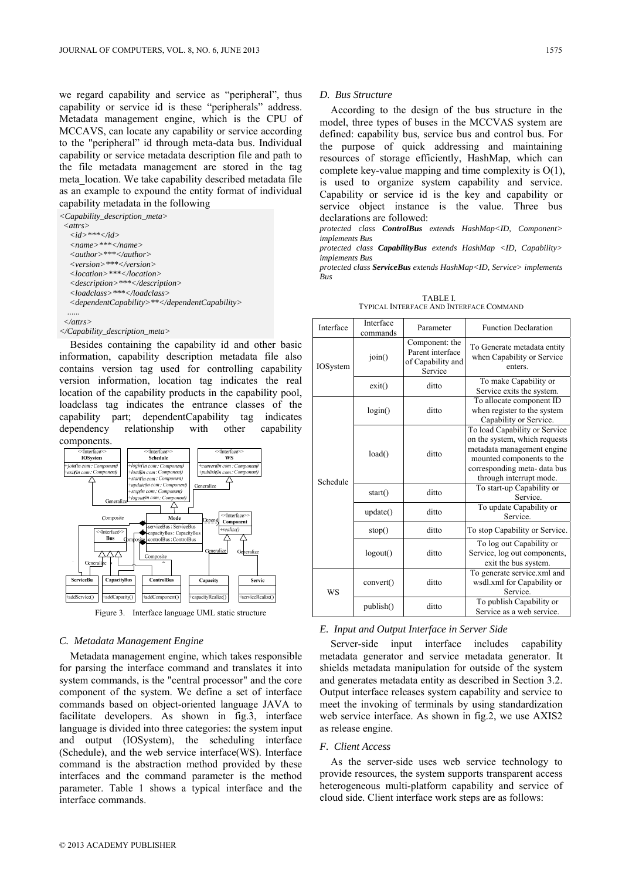we regard capability and service as "peripheral", thus capability or service id is these "peripherals" address. Metadata management engine, which is the CPU of MCCAVS, can locate any capability or service according to the "peripheral" id through meta-data bus. Individual capability or service metadata description file and path to the file metadata management are stored in the tag meta_location. We take capability described metadata file as an example to expound the entity format of individual capability metadata in the following

```
<Capability_description_meta>
  <attrs>
    <id>***</id>
    <name>***</name>
    <author>***</author>
    <version>***</version>
    <location>***</location>
    <description>***</description>
    <loadclass>***</loadclass>
    <dependentCapability>**</dependentCapability>
    ......
  </attrs>
</Capability_description_meta>
```

Besides containing the capability id and other basic information, capability description metadata file also contains version tag used for controlling capability version information, location tag indicates the real location of the capability products in the capability pool, loadclass tag indicates the entrance classes of the capability part; dependentCapability tag indicates dependency relationship with other capability components.

Figure 3. Interface language UML static structure

### C. Metadata Management Engine

Metadata management engine, which takes responsible for parsing the interface command and translates it into system commands, is the "central processor" and the core component of the system. We define a set of interface commands based on object-oriented language JAVA to facilitate developers. As shown in fig.3, interface language is divided into three categories: the system input and output (IOSystem), the scheduling interface (Schedule), and the web service interface(WS). Interface command is the abstraction method provided by these interfaces and the command parameter is the method parameter. Table 1 shows a typical interface and the interface commands.

### D. Bus Structure

According to the design of the bus structure in the model, three types of buses in the MCCVAS system are defined: capability bus, service bus and control bus. For the purpose of quick addressing and maintaining resources of storage efficiently, HashMap, which can complete key-value mapping and time complexity is O(1), is used to organize system capability and service. Capability or service id is the key and capability or service object instance is the value. Three bus declarations are followed:

*protected class **ControlBus** extends HashMap<ID, Component> implements Bus*

*protected class **CapabilityBus** extends HashMap <ID, Capability> implements Bus*

*protected class **ServiceBus** extends HashMap<ID, Service> implements Bus*

TABLE I.
TYPICAL INTERFACE AND INTERFACE COMMAND

| Interface | Interface commands | Parameter | Function Declaration |
|---|---|---|---|
| IOSystem | join() | Component: the Parent interface of Capability and Service | To Generate metadata entity when Capability or Service enters. |
| | exit() | ditto | To make Capability or Service exits the system. |
| Schedule | login() | ditto | To allocate component ID when register to the system Capability or Service. |
| | load() | ditto | To load Capability or Service on the system, which requests metadata management engine mounted components to the corresponding meta- data bus through interrupt mode. |
| | start() | ditto | To start-up Capability or Service. |
| | update() | ditto | To update Capability or Service. |
| | stop() | ditto | To stop Capability or Service. |
| | logout() | ditto | To log out Capability or Service, log out components, exit the bus system. |
| WS | convert() | ditto | To generate service.xml and wsdl.xml for Capability or Service. |
| | publish() | ditto | To publish Capability or Service as a web service. |

### E. Input and Output Interface in Server Side

Server-side input interface includes capability metadata generator and service metadata generator. It shields metadata manipulation for outside of the system and generates metadata entity as described in Section 3.2. Output interface releases system capability and service to meet the invoking of terminals by using standardization web service interface. As shown in fig.2, we use AXIS2 as release engine.

### F. Client Access

As the server-side uses web service technology to provide resources, the system supports transparent access heterogeneous multi-platform capability and service of cloud side. Client interface work steps are as follows: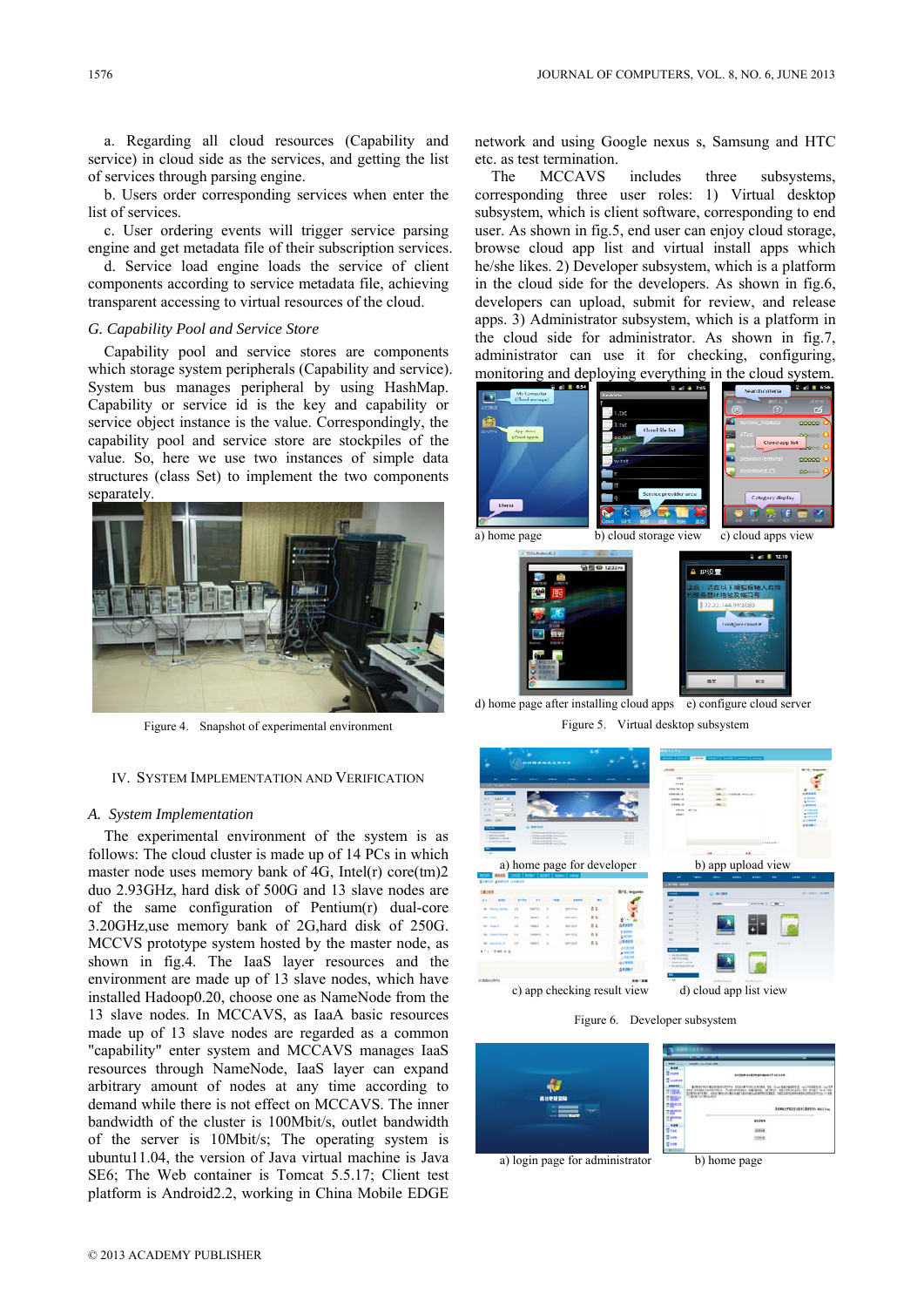a. Regarding all cloud resources (Capability and service) in cloud side as the services, and getting the list of services through parsing engine.

b. Users order corresponding services when enter the list of services.

c. User ordering events will trigger service parsing engine and get metadata file of their subscription services.

d. Service load engine loads the service of client components according to service metadata file, achieving transparent accessing to virtual resources of the cloud.

### G. Capability Pool and Service Store

Capability pool and service stores are components which storage system peripherals (Capability and service). System bus manages peripheral by using HashMap. Capability or service id is the key and capability or service object instance is the value. Correspondingly, the capability pool and service store are stockpiles of the value. So, here we use two instances of simple data structures (class Set) to implement the two components separately.

Figure 4. Snapshot of experimental environment

## IV. System Implementation and Verification

### A. System Implementation

The experimental environment of the system is as follows: The cloud cluster is made up of 14 PCs in which master node uses memory bank of 4G, Intel(r) core(tm)2 duo 2.93GHz, hard disk of 500G and 13 slave nodes are of the same configuration of Pentium(r) dual-core 3.20GHz,use memory bank of 2G,hard disk of 250G. MCCVS prototype system hosted by the master node, as shown in fig.4. The IaaS layer resources and the environment are made up of 13 slave nodes, which have installed Hadoop0.20, choose one as NameNode from the 13 slave nodes. In MCCAVS, as IaaA basic resources made up of 13 slave nodes are regarded as a common "capability" enter system and MCCAVS manages IaaS resources through NameNode, IaaS layer can expand arbitrary amount of nodes at any time according to demand while there is not effect on MCCAVS. The inner bandwidth of the cluster is 100Mbit/s, outlet bandwidth of the server is 10Mbit/s; The operating system is ubuntu11.04, the version of Java virtual machine is Java SE6; The Web container is Tomcat 5.5.17; Client test platform is Android2.2, working in China Mobile EDGE network and using Google nexus s, Samsung and HTC etc. as test termination.

The MCCAVS includes three subsystems, corresponding three user roles: 1) Virtual desktop subsystem, which is client software, corresponding to end user. As shown in fig.5, end user can enjoy cloud storage, browse cloud app list and virtual install apps which he/she likes. 2) Developer subsystem, which is a platform in the cloud side for the developers. As shown in fig.6, developers can upload, submit for review, and release apps. 3) Administrator subsystem, which is a platform in the cloud side for administrator. As shown in fig.7, administrator can use it for checking, configuring, monitoring and deploying everything in the cloud system.

a) home page b) cloud storage view c) cloud apps view

d) home page after installing cloud apps e) configure cloud server

Figure 5. Virtual desktop subsystem

a) home page for developer b) app upload view

c) app checking result view d) cloud app list view

Figure 6. Developer subsystem

a) login page for administrator b) home page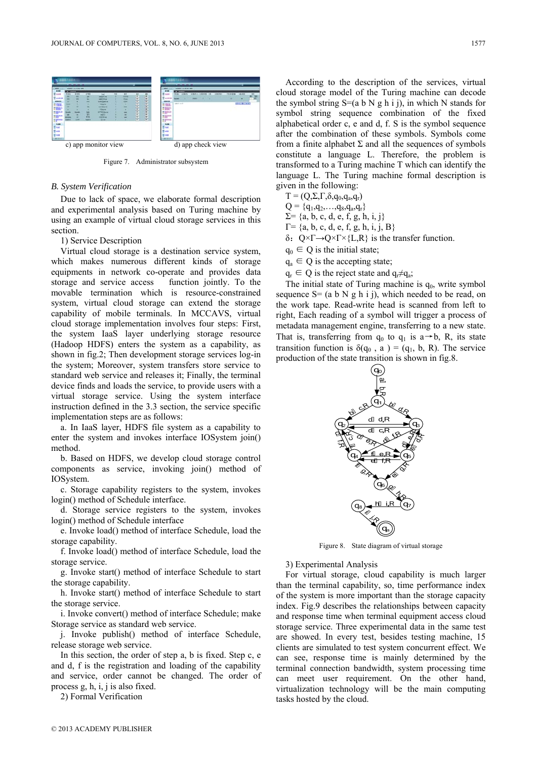c) app monitor view

d) app check view

Figure 7. Administrator subsystem

### *B. System Verification*

Due to lack of space, we elaborate formal description and experimental analysis based on Turing machine by using an example of virtual cloud storage services in this section.

1) Service Description

Virtual cloud storage is a destination service system, which makes numerous different kinds of storage equipments in network co-operate and provides data storage and service access function jointly. To the movable termination which is resource-constrained system, virtual cloud storage can extend the storage capability of mobile terminals. In MCCAVS, virtual cloud storage implementation involves four steps: First, the system IaaS layer underlying storage resource (Hadoop HDFS) enters the system as a capability, as shown in fig.2; Then development storage services log-in the system; Moreover, system transfers store service to standard web service and releases it; Finally, the terminal device finds and loads the service, to provide users with a virtual storage service. Using the system interface instruction defined in the 3.3 section, the service specific implementation steps are as follows:

a. In IaaS layer, HDFS file system as a capability to enter the system and invokes interface IOSystem join() method.

b. Based on HDFS, we develop cloud storage control components as service, invoking join() method of IOSystem.

c. Storage capability registers to the system, invokes login() method of Schedule interface.

d. Storage service registers to the system, invokes login() method of Schedule interface

e. Invoke load() method of interface Schedule, load the storage capability.

f. Invoke load() method of interface Schedule, load the storage service.

g. Invoke start() method of interface Schedule to start the storage capability.

h. Invoke start() method of interface Schedule to start the storage service.

i. Invoke convert() method of interface Schedule; make Storage service as standard web service.

j. Invoke publish() method of interface Schedule, release storage web service.

In this section, the order of step a, b is fixed. Step c, e and d, f is the registration and loading of the capability and service, order cannot be changed. The order of process g, h, i, j is also fixed.

2) Formal Verification

According to the description of the services, virtual cloud storage model of the Turing machine can decode the symbol string S=(a b N g h i j), in which N stands for symbol string sequence combination of the fixed alphabetical order c, e and d, f. S is the symbol sequence after the combination of these symbols. Symbols come from a finite alphabet Σ and all the sequences of symbols constitute a language L. Therefore, the problem is transformed to a Turing machine T which can identify the language L. The Turing machine formal description is given in the following:

$T = (Q,\Sigma,\Gamma,\delta,q_0,q_a,q_r)$

$Q = \{q_1,q_2,\ldots,q_8,q_a,q_r\}$

$\Sigma = \{a, b, c, d, e, f, g, h, i, j\}$

$\Gamma = \{a, b, c, d, e, f, g, h, i, j, B\}$

$\delta$: $Q\times\Gamma\rightarrow Q\times\Gamma\times\{L,R\}$ is the transfer function.

$q_0 \in Q$ is the initial state;

$q_a \in Q$ is the accepting state;

$q_r \in Q$ is the reject state and $q_r \neq q_a$;

The initial state of Turing machine is $q_0$, write symbol sequence S= (a b N g h i j), which needed to be read, on the work tape. Read-write head is scanned from left to right, Each reading of a symbol will trigger a process of metadata management engine, transferring to a new state. That is, transferring from $q_0$ to $q_1$ is a→b, R, its state transition function is $\delta(q_0, a) = (q_1, b, R)$. The service production of the state transition is shown in fig.8.

Figure 8. State diagram of virtual storage

3) Experimental Analysis

For virtual storage, cloud capability is much larger than the terminal capability, so, time performance index of the system is more important than the storage capacity index. Fig.9 describes the relationships between capacity and response time when terminal equipment access cloud storage service. Three experimental data in the same test are showed. In every test, besides testing machine, 15 clients are simulated to test system concurrent effect. We can see, response time is mainly determined by the terminal connection bandwidth, system processing time can meet user requirement. On the other hand, virtualization technology will be the main computing tasks hosted by the cloud.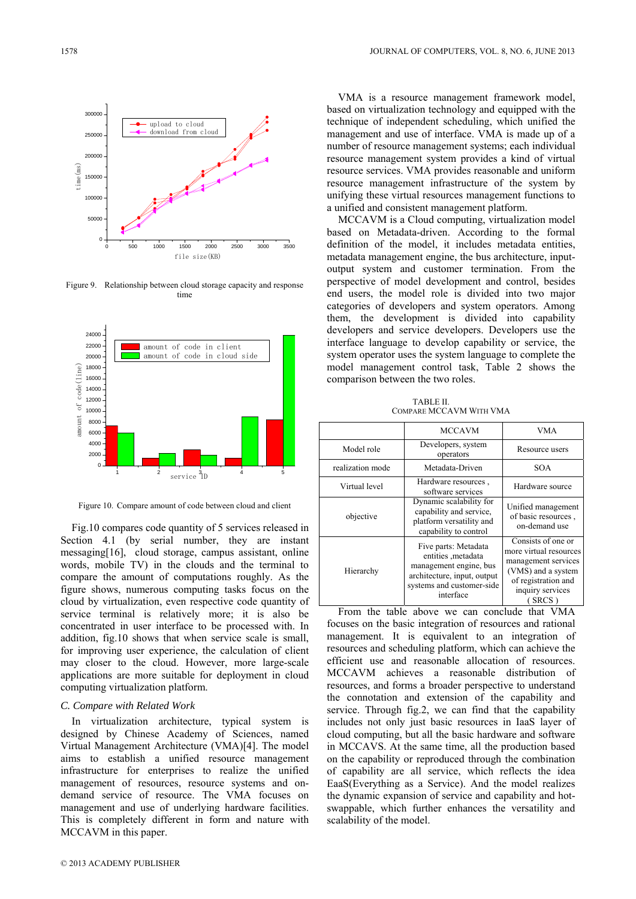Figure 9. Relationship between cloud storage capacity and response time

Figure 10. Compare amount of code between cloud and client

Fig.10 compares code quantity of 5 services released in Section 4.1 (by serial number, they are instant messaging[16], cloud storage, campus assistant, online words, mobile TV) in the clouds and the terminal to compare the amount of computations roughly. As the figure shows, numerous computing tasks focus on the cloud by virtualization, even respective code quantity of service terminal is relatively more; it is also be concentrated in user interface to be processed with. In addition, fig.10 shows that when service scale is small, for improving user experience, the calculation of client may closer to the cloud. However, more large-scale applications are more suitable for deployment in cloud computing virtualization platform.

### C. Compare with Related Work

In virtualization architecture, typical system is designed by Chinese Academy of Sciences, named Virtual Management Architecture (VMA)[4]. The model aims to establish a unified resource management infrastructure for enterprises to realize the unified management of resources, resource systems and on-demand service of resource. The VMA focuses on management and use of underlying hardware facilities. This is completely different in form and nature with MCCAVM in this paper.

VMA is a resource management framework model, based on virtualization technology and equipped with the technique of independent scheduling, which unified the management and use of interface. VMA is made up of a number of resource management systems; each individual resource management system provides a kind of virtual resource services. VMA provides reasonable and uniform resource management infrastructure of the system by unifying these virtual resources management functions to a unified and consistent management platform.

MCCAVM is a Cloud computing, virtualization model based on Metadata-driven. According to the formal definition of the model, it includes metadata entities, metadata management engine, the bus architecture, input-output system and customer termination. From the perspective of model development and control, besides end users, the model role is divided into two major categories of developers and system operators. Among them, the development is divided into capability developers and service developers. Developers use the interface language to develop capability or service, the system operator uses the system language to complete the model management control task, Table 2 shows the comparison between the two roles.

TABLE II.
COMPARE MCCAVM WITH VMA

| | MCCAVM | VMA |
|---|---|---|
| Model role | Developers, system operators | Resource users |
| realization mode | Metadata-Driven | SOA |
| Virtual level | Hardware resources , software services | Hardware source |
| objective | Dynamic scalability for capability and service, platform versatility and capability to control | Unified management of basic resources , on-demand use |
| Hierarchy | Five parts: Metadata entities ,metadata management engine, bus architecture, input, output systems and customer-side interface | Consists of one or more virtual resources management services (VMS) and a system of registration and inquiry services ( SRCS ) |

From the table above we can conclude that VMA focuses on the basic integration of resources and rational management. It is equivalent to an integration of resources and scheduling platform, which can achieve the efficient use and reasonable allocation of resources. MCCAVM achieves a reasonable distribution of resources, and forms a broader perspective to understand the connotation and extension of the capability and service. Through fig.2, we can find that the capability includes not only just basic resources in IaaS layer of cloud computing, but all the basic hardware and software in MCCAVS. At the same time, all the production based on the capability or reproduced through the combination of capability are all service, which reflects the idea EaaS(Everything as a Service). And the model realizes the dynamic expansion of service and capability and hot-swappable, which further enhances the versatility and scalability of the model.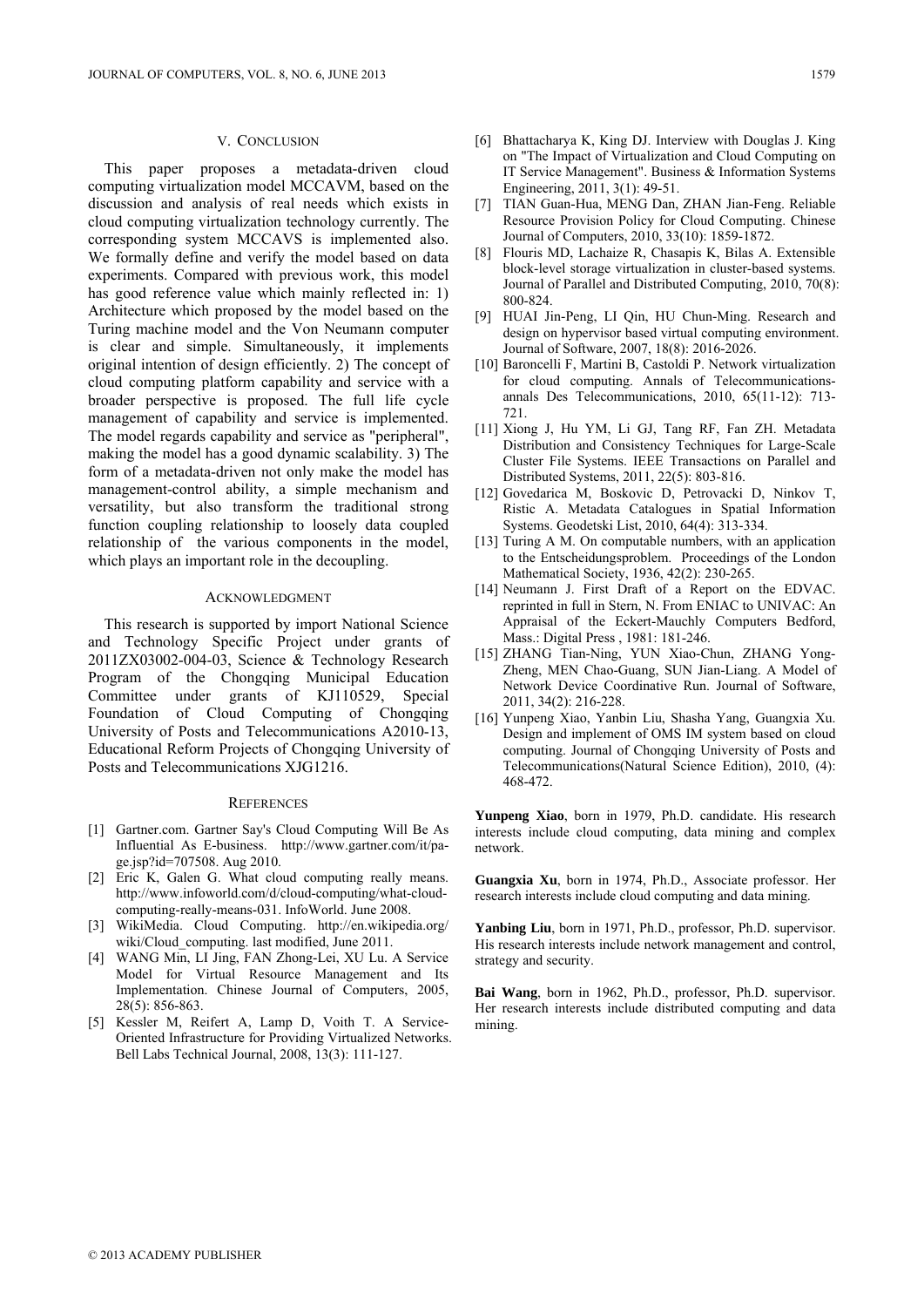## V. Conclusion

This paper proposes a metadata-driven cloud computing virtualization model MCCAVM, based on the discussion and analysis of real needs which exists in cloud computing virtualization technology currently. The corresponding system MCCAVS is implemented also. We formally define and verify the model based on data experiments. Compared with previous work, this model has good reference value which mainly reflected in: 1) Architecture which proposed by the model based on the Turing machine model and the Von Neumann computer is clear and simple. Simultaneously, it implements original intention of design efficiently. 2) The concept of cloud computing platform capability and service with a broader perspective is proposed. The full life cycle management of capability and service is implemented. The model regards capability and service as "peripheral", making the model has a good dynamic scalability. 3) The form of a metadata-driven not only make the model has management-control ability, a simple mechanism and versatility, but also transform the traditional strong function coupling relationship to loosely data coupled relationship of the various components in the model, which plays an important role in the decoupling.

## Acknowledgment

This research is supported by import National Science and Technology Specific Project under grants of 2011ZX03002-004-03, Science & Technology Research Program of the Chongqing Municipal Education Committee under grants of KJ110529, Special Foundation of Cloud Computing of Chongqing University of Posts and Telecommunications A2010-13, Educational Reform Projects of Chongqing University of Posts and Telecommunications XJG1216.

## References

[1] Gartner.com. Gartner Say's Cloud Computing Will Be As Influential As E-business. http://www.gartner.com/it/page.jsp?id=707508. Aug 2010.

[2] Eric K, Galen G. What cloud computing really means. http://www.infoworld.com/d/cloud-computing/what-cloud-computing-really-means-031. InfoWorld. June 2008.

[3] WikiMedia. Cloud Computing. http://en.wikipedia.org/wiki/Cloud_computing. last modified, June 2011.

[4] WANG Min, LI Jing, FAN Zhong-Lei, XU Lu. A Service Model for Virtual Resource Management and Its Implementation. Chinese Journal of Computers, 2005, 28(5): 856-863.

[5] Kessler M, Reifert A, Lamp D, Voith T. A Service-Oriented Infrastructure for Providing Virtualized Networks. Bell Labs Technical Journal, 2008, 13(3): 111-127.

[6] Bhattacharya K, King DJ. Interview with Douglas J. King on "The Impact of Virtualization and Cloud Computing on IT Service Management". Business & Information Systems Engineering, 2011, 3(1): 49-51.

[7] TIAN Guan-Hua, MENG Dan, ZHAN Jian-Feng. Reliable Resource Provision Policy for Cloud Computing. Chinese Journal of Computers, 2010, 33(10): 1859-1872.

[8] Flouris MD, Lachaize R, Chasapis K, Bilas A. Extensible block-level storage virtualization in cluster-based systems. Journal of Parallel and Distributed Computing, 2010, 70(8): 800-824.

[9] HUAI Jin-Peng, LI Qin, HU Chun-Ming. Research and design on hypervisor based virtual computing environment. Journal of Software, 2007, 18(8): 2016-2026.

[10] Baroncelli F, Martini B, Castoldi P. Network virtualization for cloud computing. Annals of Telecommunications-annals Des Telecommunications, 2010, 65(11-12): 713-721.

[11] Xiong J, Hu YM, Li GJ, Tang RF, Fan ZH. Metadata Distribution and Consistency Techniques for Large-Scale Cluster File Systems. IEEE Transactions on Parallel and Distributed Systems, 2011, 22(5): 803-816.

[12] Govedarica M, Boskovic D, Petrovacki D, Ninkov T, Ristic A. Metadata Catalogues in Spatial Information Systems. Geodetski List, 2010, 64(4): 313-334.

[13] Turing A M. On computable numbers, with an application to the Entscheidungsproblem. Proceedings of the London Mathematical Society, 1936, 42(2): 230-265.

[14] Neumann J. First Draft of a Report on the EDVAC. reprinted in full in Stern, N. From ENIAC to UNIVAC: An Appraisal of the Eckert-Mauchly Computers Bedford, Mass.: Digital Press , 1981: 181-246.

[15] ZHANG Tian-Ning, YUN Xiao-Chun, ZHANG Yong-Zheng, MEN Chao-Guang, SUN Jian-Liang. A Model of Network Device Coordinative Run. Journal of Software, 2011, 34(2): 216-228.

[16] Yunpeng Xiao, Yanbin Liu, Shasha Yang, Guangxia Xu. Design and implement of OMS IM system based on cloud computing. Journal of Chongqing University of Posts and Telecommunications(Natural Science Edition), 2010, (4): 468-472.

**Yunpeng Xiao**, born in 1979, Ph.D. candidate. His research interests include cloud computing, data mining and complex network.

**Guangxia Xu**, born in 1974, Ph.D., Associate professor. Her research interests include cloud computing and data mining.

**Yanbing Liu**, born in 1971, Ph.D., professor, Ph.D. supervisor. His research interests include network management and control, strategy and security.

**Bai Wang**, born in 1962, Ph.D., professor, Ph.D. supervisor. Her research interests include distributed computing and data mining.